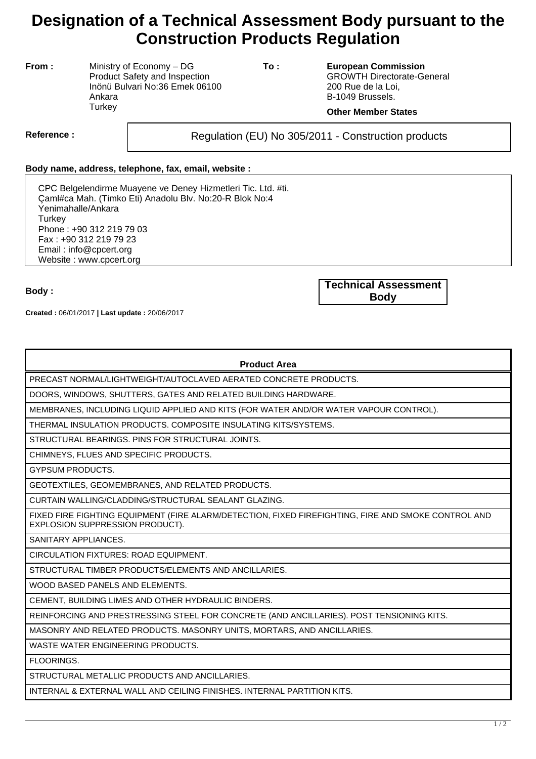# Designation of a Technical Assessment Body pursuant to the Construction Products Regulation

**From :** Ministry of Economy – DG Product Safety and Inspection
Inönü Bulvari No:36 Emek 06100
Ankara
Turkey

**To :** **European Commission**
GROWTH Directorate-General
200 Rue de la Loi,
B-1049 Brussels.

**Other Member States**

**Reference :** Regulation (EU) No 305/2011 - Construction products

**Body name, address, telephone, fax, email, website :**

CPC Belgelendirme Muayene ve Deney Hizmetleri Tic. Ltd. #ti.
Çaml#ca Mah. (Timko Eti) Anadolu Blv. No:20-R Blok No:4
Yenimahalle/Ankara
Turkey
Phone : +90 312 219 79 03
Fax : +90 312 219 79 23
Email : info@cpcert.org
Website : www.cpcert.org

**Body :** **Technical Assessment Body**

**Created :** 06/01/2017 **| Last update :** 20/06/2017

| Product Area |
|---|
| PRECAST NORMAL/LIGHTWEIGHT/AUTOCLAVED AERATED CONCRETE PRODUCTS. |
| DOORS, WINDOWS, SHUTTERS, GATES AND RELATED BUILDING HARDWARE. |
| MEMBRANES, INCLUDING LIQUID APPLIED AND KITS (FOR WATER AND/OR WATER VAPOUR CONTROL). |
| THERMAL INSULATION PRODUCTS. COMPOSITE INSULATING KITS/SYSTEMS. |
| STRUCTURAL BEARINGS. PINS FOR STRUCTURAL JOINTS. |
| CHIMNEYS, FLUES AND SPECIFIC PRODUCTS. |
| GYPSUM PRODUCTS. |
| GEOTEXTILES, GEOMEMBRANES, AND RELATED PRODUCTS. |
| CURTAIN WALLING/CLADDING/STRUCTURAL SEALANT GLAZING. |
| FIXED FIRE FIGHTING EQUIPMENT (FIRE ALARM/DETECTION, FIXED FIREFIGHTING, FIRE AND SMOKE CONTROL AND EXPLOSION SUPPRESSION PRODUCT). |
| SANITARY APPLIANCES. |
| CIRCULATION FIXTURES: ROAD EQUIPMENT. |
| STRUCTURAL TIMBER PRODUCTS/ELEMENTS AND ANCILLARIES. |
| WOOD BASED PANELS AND ELEMENTS. |
| CEMENT, BUILDING LIMES AND OTHER HYDRAULIC BINDERS. |
| REINFORCING AND PRESTRESSING STEEL FOR CONCRETE (AND ANCILLARIES). POST TENSIONING KITS. |
| MASONRY AND RELATED PRODUCTS. MASONRY UNITS, MORTARS, AND ANCILLARIES. |
| WASTE WATER ENGINEERING PRODUCTS. |
| FLOORINGS. |
| STRUCTURAL METALLIC PRODUCTS AND ANCILLARIES. |
| INTERNAL & EXTERNAL WALL AND CEILING FINISHES. INTERNAL PARTITION KITS. |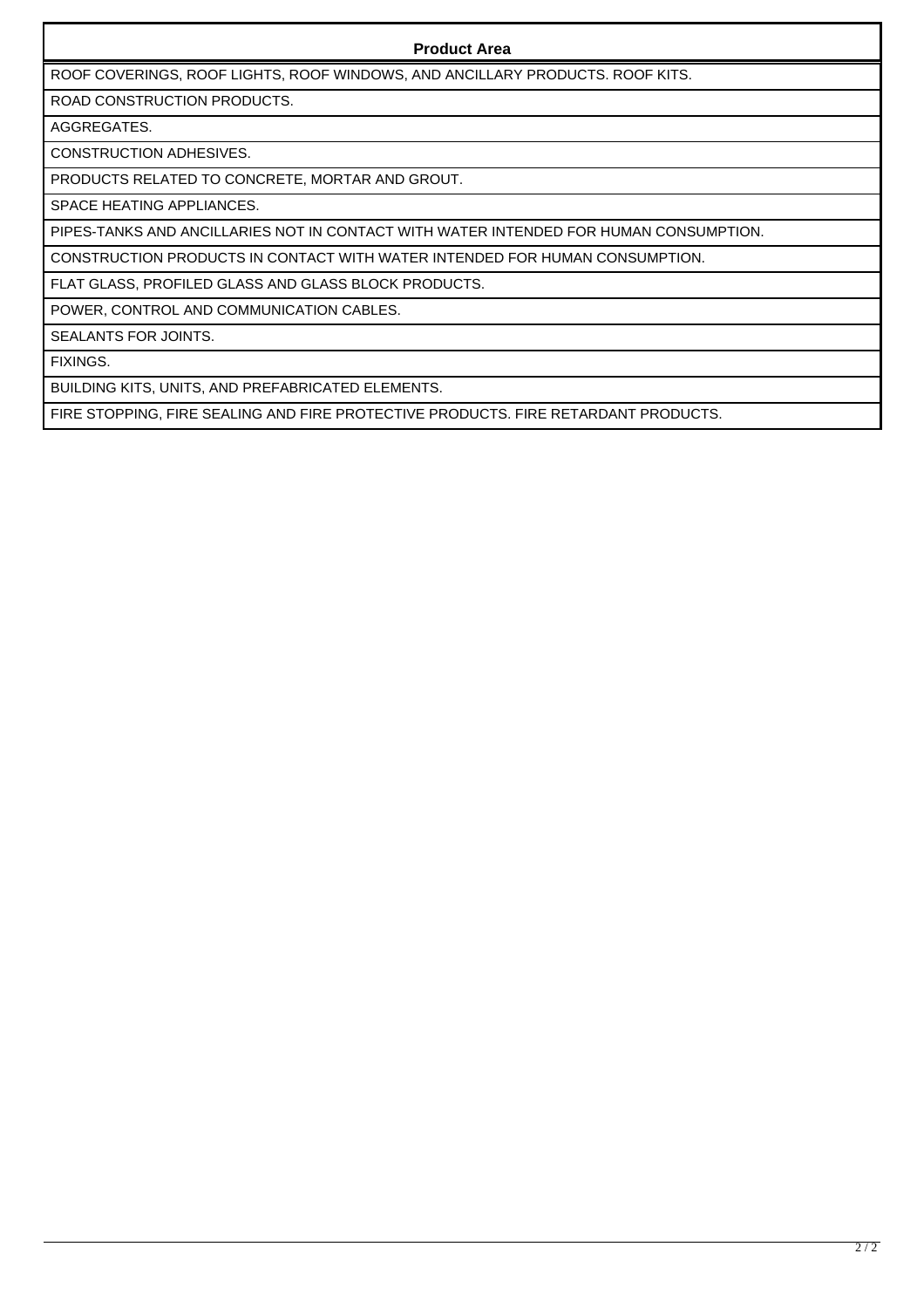| Product Area |
| --- |
| ROOF COVERINGS, ROOF LIGHTS, ROOF WINDOWS, AND ANCILLARY PRODUCTS. ROOF KITS. |
| ROAD CONSTRUCTION PRODUCTS. |
| AGGREGATES. |
| CONSTRUCTION ADHESIVES. |
| PRODUCTS RELATED TO CONCRETE, MORTAR AND GROUT. |
| SPACE HEATING APPLIANCES. |
| PIPES-TANKS AND ANCILLARIES NOT IN CONTACT WITH WATER INTENDED FOR HUMAN CONSUMPTION. |
| CONSTRUCTION PRODUCTS IN CONTACT WITH WATER INTENDED FOR HUMAN CONSUMPTION. |
| FLAT GLASS, PROFILED GLASS AND GLASS BLOCK PRODUCTS. |
| POWER, CONTROL AND COMMUNICATION CABLES. |
| SEALANTS FOR JOINTS. |
| FIXINGS. |
| BUILDING KITS, UNITS, AND PREFABRICATED ELEMENTS. |
| FIRE STOPPING, FIRE SEALING AND FIRE PROTECTIVE PRODUCTS. FIRE RETARDANT PRODUCTS. |